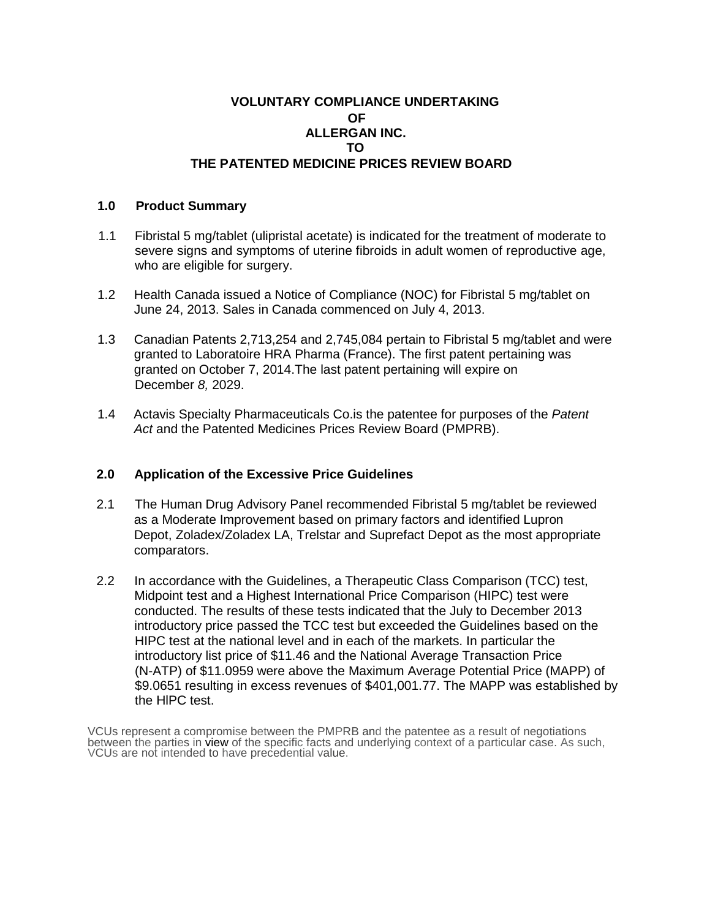# VOLUNTARY COMPLIANCE UNDERTAKING
# OF
# ALLERGAN INC.
# TO
# THE PATENTED MEDICINE PRICES REVIEW BOARD

## 1.0 Product Summary

1.1 Fibristal 5 mg/tablet (ulipristal acetate) is indicated for the treatment of moderate to severe signs and symptoms of uterine fibroids in adult women of reproductive age, who are eligible for surgery.

1.2 Health Canada issued a Notice of Compliance (NOC) for Fibristal 5 mg/tablet on June 24, 2013. Sales in Canada commenced on July 4, 2013.

1.3 Canadian Patents 2,713,254 and 2,745,084 pertain to Fibristal 5 mg/tablet and were granted to Laboratoire HRA Pharma (France). The first patent pertaining was granted on October 7, 2014.The last patent pertaining will expire on December *8,* 2029.

1.4 Actavis Specialty Pharmaceuticals Co.is the patentee for purposes of the *Patent Act* and the Patented Medicines Prices Review Board (PMPRB).

## 2.0 Application of the Excessive Price Guidelines

2.1 The Human Drug Advisory Panel recommended Fibristal 5 mg/tablet be reviewed as a Moderate Improvement based on primary factors and identified Lupron Depot, Zoladex/Zoladex LA, Trelstar and Suprefact Depot as the most appropriate comparators.

2.2 In accordance with the Guidelines, a Therapeutic Class Comparison (TCC) test, Midpoint test and a Highest International Price Comparison (HIPC) test were conducted. The results of these tests indicated that the July to December 2013 introductory price passed the TCC test but exceeded the Guidelines based on the HIPC test at the national level and in each of the markets. In particular the introductory list price of $11.46 and the National Average Transaction Price (N-ATP) of $11.0959 were above the Maximum Average Potential Price (MAPP) of $9.0651 resulting in excess revenues of $401,001.77. The MAPP was established by the HIPC test.

VCUs represent a compromise between the PMPRB and the patentee as a result of negotiations between the parties in view of the specific facts and underlying context of a particular case. As such, VCUs are not intended to have precedential value.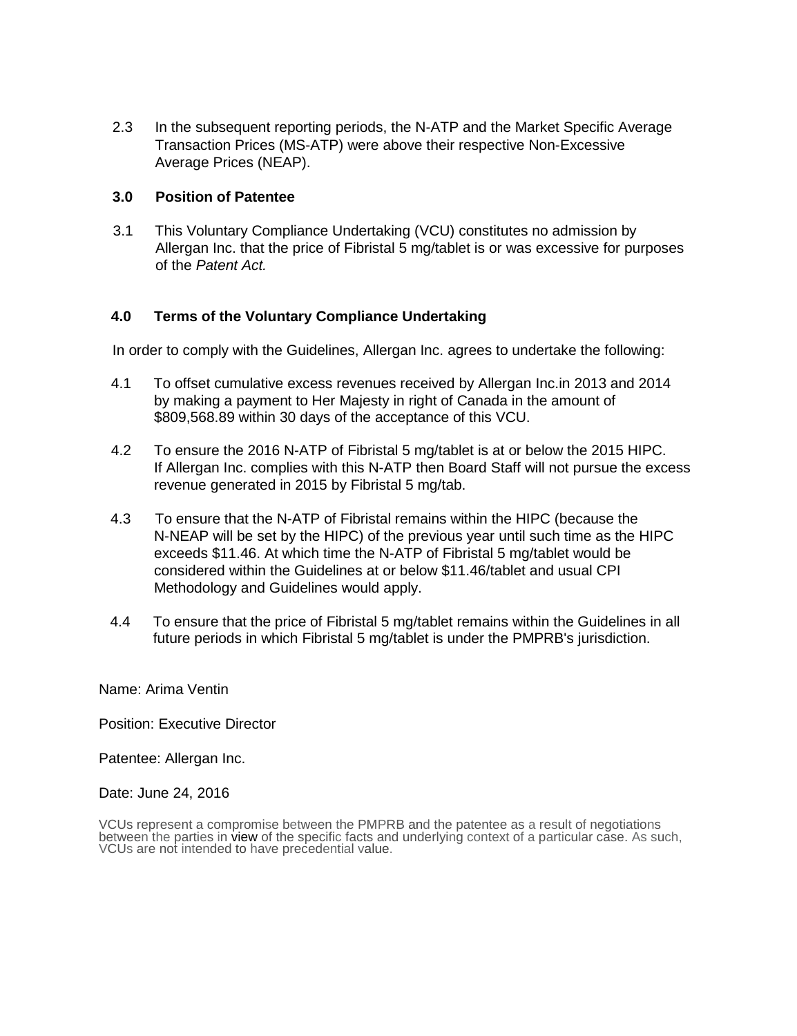2.3 In the subsequent reporting periods, the N-ATP and the Market Specific Average Transaction Prices (MS-ATP) were above their respective Non-Excessive Average Prices (NEAP).

### 3.0 Position of Patentee

3.1 This Voluntary Compliance Undertaking (VCU) constitutes no admission by Allergan Inc. that the price of Fibristal 5 mg/tablet is or was excessive for purposes of the *Patent Act.*

### 4.0 Terms of the Voluntary Compliance Undertaking

In order to comply with the Guidelines, Allergan Inc. agrees to undertake the following:

4.1 To offset cumulative excess revenues received by Allergan Inc.in 2013 and 2014 by making a payment to Her Majesty in right of Canada in the amount of $809,568.89 within 30 days of the acceptance of this VCU.

4.2 To ensure the 2016 N-ATP of Fibristal 5 mg/tablet is at or below the 2015 HIPC. If Allergan Inc. complies with this N-ATP then Board Staff will not pursue the excess revenue generated in 2015 by Fibristal 5 mg/tab.

4.3 To ensure that the N-ATP of Fibristal remains within the HIPC (because the N-NEAP will be set by the HIPC) of the previous year until such time as the HIPC exceeds $11.46. At which time the N-ATP of Fibristal 5 mg/tablet would be considered within the Guidelines at or below $11.46/tablet and usual CPI Methodology and Guidelines would apply.

4.4 To ensure that the price of Fibristal 5 mg/tablet remains within the Guidelines in all future periods in which Fibristal 5 mg/tablet is under the PMPRB's jurisdiction.

Name: Arima Ventin

Position: Executive Director

Patentee: Allergan Inc.

Date: June 24, 2016

VCUs represent a compromise between the PMPRB and the patentee as a result of negotiations between the parties in view of the specific facts and underlying context of a particular case. As such, VCUs are not intended to have precedential value.